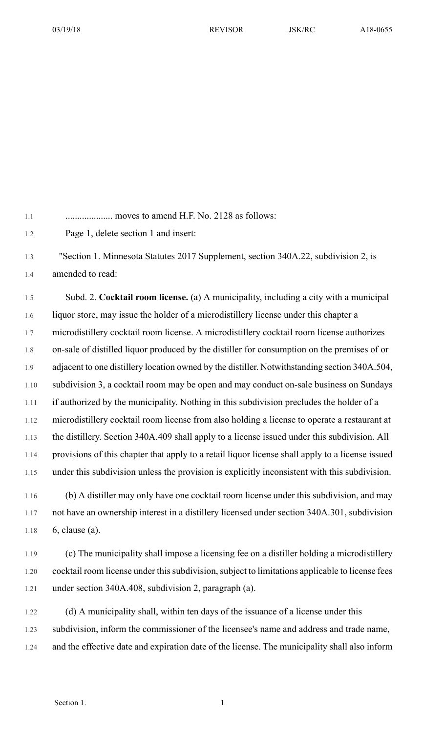.................... moves to amend H.F. No. 2128 as follows:

Page 1, delete section 1 and insert:

"Section 1. Minnesota Statutes 2017 Supplement, section 340A.22, subdivision 2, is amended to read:

Subd. 2. **Cocktail room license.** (a) A municipality, including a city with a municipal liquor store, may issue the holder of a microdistillery license under this chapter a microdistillery cocktail room license. A microdistillery cocktail room license authorizes on-sale of distilled liquor produced by the distiller for consumption on the premises of or adjacent to one distillery location owned by the distiller. Notwithstanding section 340A.504, subdivision 3, a cocktail room may be open and may conduct on-sale business on Sundays if authorized by the municipality. Nothing in this subdivision precludes the holder of a microdistillery cocktail room license from also holding a license to operate a restaurant at the distillery. Section 340A.409 shall apply to a license issued under this subdivision. All provisions of this chapter that apply to a retail liquor license shall apply to a license issued under this subdivision unless the provision is explicitly inconsistent with this subdivision.

(b) A distiller may only have one cocktail room license under this subdivision, and may not have an ownership interest in a distillery licensed under section 340A.301, subdivision 6, clause (a).

(c) The municipality shall impose a licensing fee on a distiller holding a microdistillery cocktail room license under this subdivision, subject to limitations applicable to license fees under section 340A.408, subdivision 2, paragraph (a).

(d) A municipality shall, within ten days of the issuance of a license under this subdivision, inform the commissioner of the licensee's name and address and trade name, and the effective date and expiration date of the license. The municipality shall also inform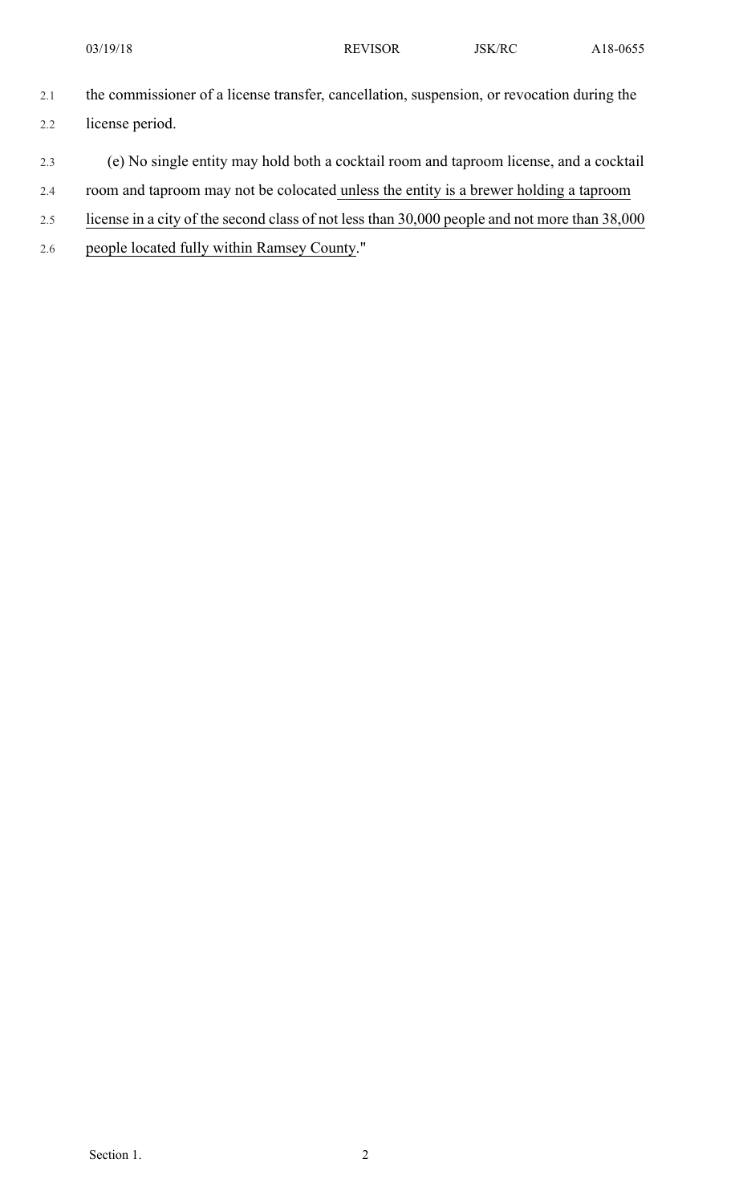the commissioner of a license transfer, cancellation, suspension, or revocation during the license period.

(e) No single entity may hold both a cocktail room and taproom license, and a cocktail room and taproom may not be colocated <u>unless the entity is a brewer holding a taproom license in a city of the second class of not less than 30,000 people and not more than 38,000 people located fully within Ramsey County</u>."